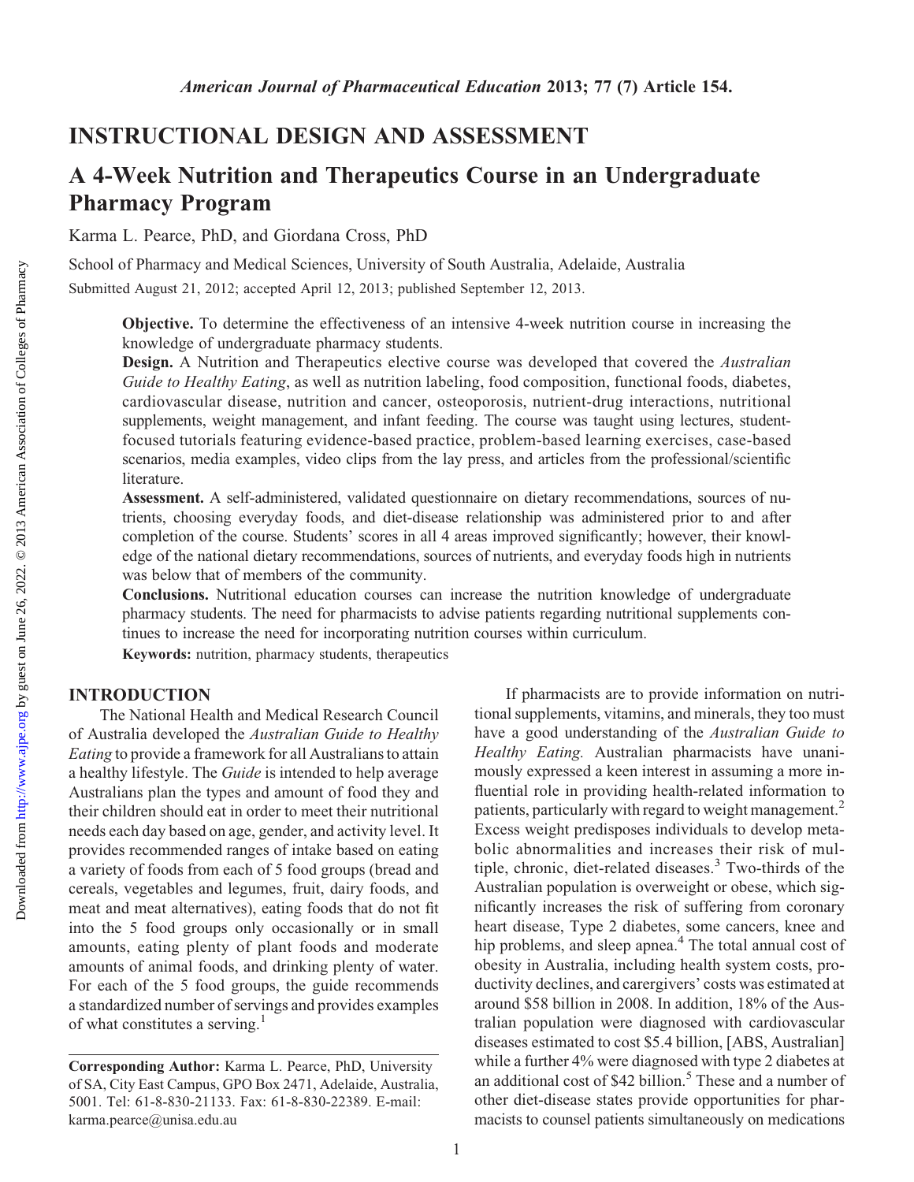## INSTRUCTIONAL DESIGN AND ASSESSMENT

# A 4-Week Nutrition and Therapeutics Course in an Undergraduate Pharmacy Program

Karma L. Pearce, PhD, and Giordana Cross, PhD

School of Pharmacy and Medical Sciences, University of South Australia, Adelaide, Australia

Submitted August 21, 2012; accepted April 12, 2013; published September 12, 2013.

**Objective.** To determine the effectiveness of an intensive 4-week nutrition course in increasing the knowledge of undergraduate pharmacy students.

**Design.** A Nutrition and Therapeutics elective course was developed that covered the *Australian Guide to Healthy Eating*, as well as nutrition labeling, food composition, functional foods, diabetes, cardiovascular disease, nutrition and cancer, osteoporosis, nutrient-drug interactions, nutritional supplements, weight management, and infant feeding. The course was taught using lectures, student-focused tutorials featuring evidence-based practice, problem-based learning exercises, case-based scenarios, media examples, video clips from the lay press, and articles from the professional/scientific literature.

**Assessment.** A self-administered, validated questionnaire on dietary recommendations, sources of nutrients, choosing everyday foods, and diet-disease relationship was administered prior to and after completion of the course. Students' scores in all 4 areas improved significantly; however, their knowledge of the national dietary recommendations, sources of nutrients, and everyday foods high in nutrients was below that of members of the community.

**Conclusions.** Nutritional education courses can increase the nutrition knowledge of undergraduate pharmacy students. The need for pharmacists to advise patients regarding nutritional supplements continues to increase the need for incorporating nutrition courses within curriculum.

**Keywords:** nutrition, pharmacy students, therapeutics

## INTRODUCTION

The National Health and Medical Research Council of Australia developed the *Australian Guide to Healthy Eating* to provide a framework for all Australians to attain a healthy lifestyle. The *Guide* is intended to help average Australians plan the types and amount of food they and their children should eat in order to meet their nutritional needs each day based on age, gender, and activity level. It provides recommended ranges of intake based on eating a variety of foods from each of 5 food groups (bread and cereals, vegetables and legumes, fruit, dairy foods, and meat and meat alternatives), eating foods that do not fit into the 5 food groups only occasionally or in small amounts, eating plenty of plant foods and moderate amounts of animal foods, and drinking plenty of water. For each of the 5 food groups, the guide recommends a standardized number of servings and provides examples of what constitutes a serving.[1]

If pharmacists are to provide information on nutritional supplements, vitamins, and minerals, they too must have a good understanding of the *Australian Guide to Healthy Eating.* Australian pharmacists have unanimously expressed a keen interest in assuming a more influential role in providing health-related information to patients, particularly with regard to weight management.[2] Excess weight predisposes individuals to develop metabolic abnormalities and increases their risk of multiple, chronic, diet-related diseases.[3] Two-thirds of the Australian population is overweight or obese, which significantly increases the risk of suffering from coronary heart disease, Type 2 diabetes, some cancers, knee and hip problems, and sleep apnea.[4] The total annual cost of obesity in Australia, including health system costs, productivity declines, and caregivers' costs was estimated at around $58 billion in 2008. In addition, 18% of the Australian population were diagnosed with cardiovascular diseases estimated to cost $5.4 billion, [ABS, Australian] while a further 4% were diagnosed with type 2 diabetes at an additional cost of $42 billion.[5] These and a number of other diet-disease states provide opportunities for pharmacists to counsel patients simultaneously on medications

**Corresponding Author:** Karma L. Pearce, PhD, University of SA, City East Campus, GPO Box 2471, Adelaide, Australia, 5001. Tel: 61-8-830-21133. Fax: 61-8-830-22389. E-mail: karma.pearce@unisa.edu.au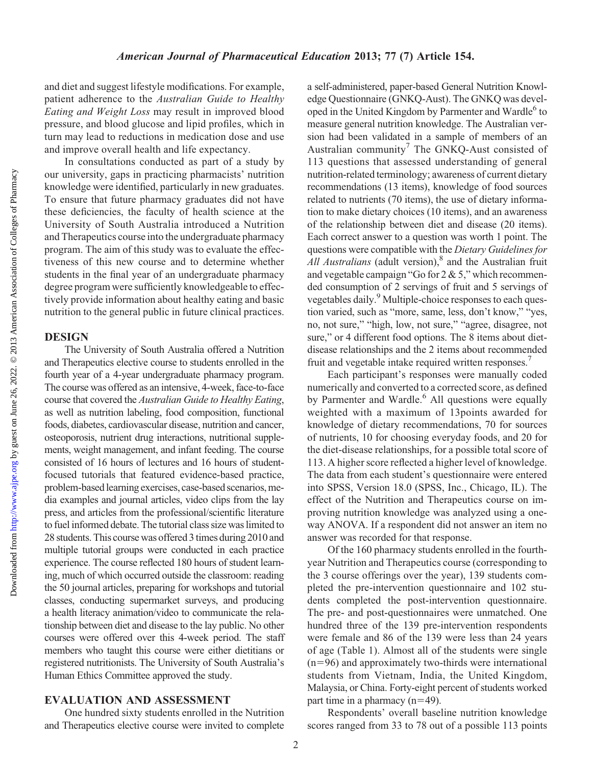and diet and suggest lifestyle modifications. For example, patient adherence to the *Australian Guide to Healthy Eating and Weight Loss* may result in improved blood pressure, and blood glucose and lipid profiles, which in turn may lead to reductions in medication dose and use and improve overall health and life expectancy.

In consultations conducted as part of a study by our university, gaps in practicing pharmacists' nutrition knowledge were identified, particularly in new graduates. To ensure that future pharmacy graduates did not have these deficiencies, the faculty of health science at the University of South Australia introduced a Nutrition and Therapeutics course into the undergraduate pharmacy program. The aim of this study was to evaluate the effectiveness of this new course and to determine whether students in the final year of an undergraduate pharmacy degree program were sufficiently knowledgeable to effectively provide information about healthy eating and basic nutrition to the general public in future clinical practices.

## DESIGN

The University of South Australia offered a Nutrition and Therapeutics elective course to students enrolled in the fourth year of a 4-year undergraduate pharmacy program. The course was offered as an intensive, 4-week, face-to-face course that covered the *Australian Guide to Healthy Eating*, as well as nutrition labeling, food composition, functional foods, diabetes, cardiovascular disease, nutrition and cancer, osteoporosis, nutrient drug interactions, nutritional supplements, weight management, and infant feeding. The course consisted of 16 hours of lectures and 16 hours of student-focused tutorials that featured evidence-based practice, problem-based learning exercises, case-based scenarios, media examples and journal articles, video clips from the lay press, and articles from the professional/scientific literature to fuel informed debate. The tutorial class size was limited to 28 students. This course was offered 3 times during 2010 and multiple tutorial groups were conducted in each practice experience. The course reflected 180 hours of student learning, much of which occurred outside the classroom: reading the 50 journal articles, preparing for workshops and tutorial classes, conducting supermarket surveys, and producing a health literacy animation/video to communicate the relationship between diet and disease to the lay public. No other courses were offered over this 4-week period. The staff members who taught this course were either dietitians or registered nutritionists. The University of South Australia's Human Ethics Committee approved the study.

## EVALUATION AND ASSESSMENT

One hundred sixty students enrolled in the Nutrition and Therapeutics elective course were invited to complete a self-administered, paper-based General Nutrition Knowledge Questionnaire (GNKQ-Aust). The GNKQ was developed in the United Kingdom by Parmenter and Wardle[6] to measure general nutrition knowledge. The Australian version had been validated in a sample of members of an Australian community[7] The GNKQ-Aust consisted of 113 questions that assessed understanding of general nutrition-related terminology; awareness of current dietary recommendations (13 items), knowledge of food sources related to nutrients (70 items), the use of dietary information to make dietary choices (10 items), and an awareness of the relationship between diet and disease (20 items). Each correct answer to a question was worth 1 point. The questions were compatible with the *Dietary Guidelines for All Australians* (adult version),[8] and the Australian fruit and vegetable campaign "Go for 2 & 5," which recommended consumption of 2 servings of fruit and 5 servings of vegetables daily.[9] Multiple-choice responses to each question varied, such as "more, same, less, don't know," "yes, no, not sure," "high, low, not sure," "agree, disagree, not sure," or 4 different food options. The 8 items about diet-disease relationships and the 2 items about recommended fruit and vegetable intake required written responses.[7]

Each participant's responses were manually coded numerically and converted to a corrected score, as defined by Parmenter and Wardle.[6] All questions were equally weighted with a maximum of 13points awarded for knowledge of dietary recommendations, 70 for sources of nutrients, 10 for choosing everyday foods, and 20 for the diet-disease relationships, for a possible total score of 113. A higher score reflected a higher level of knowledge. The data from each student's questionnaire were entered into SPSS, Version 18.0 (SPSS, Inc., Chicago, IL). The effect of the Nutrition and Therapeutics course on improving nutrition knowledge was analyzed using a one-way ANOVA. If a respondent did not answer an item no answer was recorded for that response.

Of the 160 pharmacy students enrolled in the fourth-year Nutrition and Therapeutics course (corresponding to the 3 course offerings over the year), 139 students completed the pre-intervention questionnaire and 102 students completed the post-intervention questionnaire. The pre- and post-questionnaires were unmatched. One hundred three of the 139 pre-intervention respondents were female and 86 of the 139 were less than 24 years of age (Table 1). Almost all of the students were single ($n=96$) and approximately two-thirds were international students from Vietnam, India, the United Kingdom, Malaysia, or China. Forty-eight percent of students worked part time in a pharmacy ($n=49$).

Respondents' overall baseline nutrition knowledge scores ranged from 33 to 78 out of a possible 113 points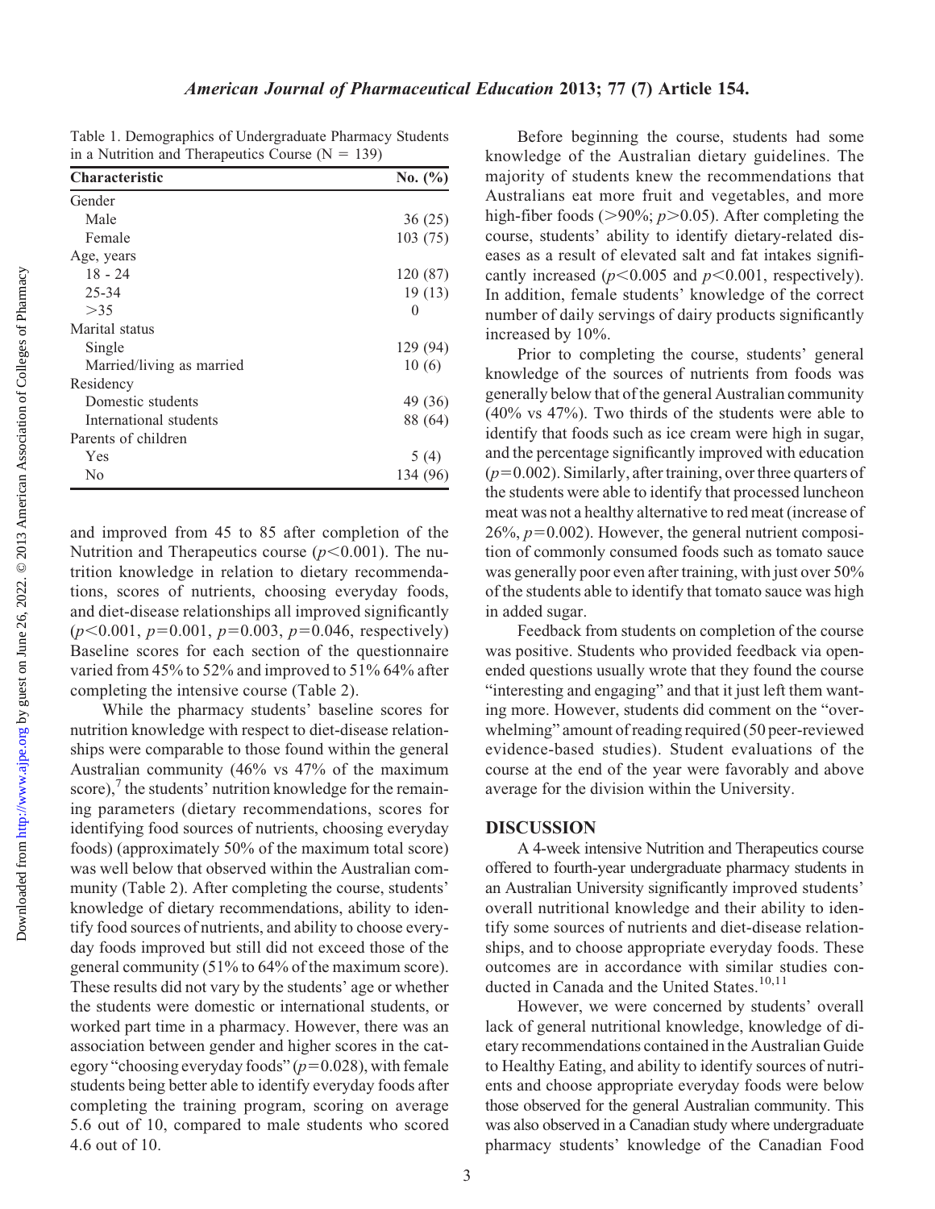Table 1. Demographics of Undergraduate Pharmacy Students in a Nutrition and Therapeutics Course (N = 139)

| Characteristic | No. (%) |
| --- | --- |
| Gender | |
| Male | 36 (25) |
| Female | 103 (75) |
| Age, years | |
| 18 - 24 | 120 (87) |
| 25-34 | 19 (13) |
| >35 | 0 |
| Marital status | |
| Single | 129 (94) |
| Married/living as married | 10 (6) |
| Residency | |
| Domestic students | 49 (36) |
| International students | 88 (64) |
| Parents of children | |
| Yes | 5 (4) |
| No | 134 (96) |

and improved from 45 to 85 after completion of the Nutrition and Therapeutics course ($p<0.001$). The nutrition knowledge in relation to dietary recommendations, scores of nutrients, choosing everyday foods, and diet-disease relationships all improved significantly ($p<0.001$, $p=0.001$, $p=0.003$, $p=0.046$, respectively) Baseline scores for each section of the questionnaire varied from 45% to 52% and improved to 51% 64% after completing the intensive course (Table 2).

While the pharmacy students' baseline scores for nutrition knowledge with respect to diet-disease relationships were comparable to those found within the general Australian community (46% vs 47% of the maximum score),[7] the students' nutrition knowledge for the remaining parameters (dietary recommendations, scores for identifying food sources of nutrients, choosing everyday foods) (approximately 50% of the maximum total score) was well below that observed within the Australian community (Table 2). After completing the course, students' knowledge of dietary recommendations, ability to identify food sources of nutrients, and ability to choose everyday foods improved but still did not exceed those of the general community (51% to 64% of the maximum score). These results did not vary by the students' age or whether the students were domestic or international students, or worked part time in a pharmacy. However, there was an association between gender and higher scores in the category "choosing everyday foods" ($p=0.028$), with female students being better able to identify everyday foods after completing the training program, scoring on average 5.6 out of 10, compared to male students who scored 4.6 out of 10.

Before beginning the course, students had some knowledge of the Australian dietary guidelines. The majority of students knew the recommendations that Australians eat more fruit and vegetables, and more high-fiber foods (>90%; $p>0.05$). After completing the course, students' ability to identify dietary-related diseases as a result of elevated salt and fat intakes significantly increased ($p<0.005$ and $p<0.001$, respectively). In addition, female students' knowledge of the correct number of daily servings of dairy products significantly increased by 10%.

Prior to completing the course, students' general knowledge of the sources of nutrients from foods was generally below that of the general Australian community (40% vs 47%). Two thirds of the students were able to identify that foods such as ice cream were high in sugar, and the percentage significantly improved with education ($p=0.002$). Similarly, after training, over three quarters of the students were able to identify that processed luncheon meat was not a healthy alternative to red meat (increase of 26%, $p=0.002$). However, the general nutrient composition of commonly consumed foods such as tomato sauce was generally poor even after training, with just over 50% of the students able to identify that tomato sauce was high in added sugar.

Feedback from students on completion of the course was positive. Students who provided feedback via open-ended questions usually wrote that they found the course "interesting and engaging" and that it just left them wanting more. However, students did comment on the "overwhelming" amount of reading required (50 peer-reviewed evidence-based studies). Student evaluations of the course at the end of the year were favorably and above average for the division within the University.

## DISCUSSION

A 4-week intensive Nutrition and Therapeutics course offered to fourth-year undergraduate pharmacy students in an Australian University significantly improved students' overall nutritional knowledge and their ability to identify some sources of nutrients and diet-disease relationships, and to choose appropriate everyday foods. These outcomes are in accordance with similar studies conducted in Canada and the United States.[10,11]

However, we were concerned by students' overall lack of general nutritional knowledge, knowledge of dietary recommendations contained in the Australian Guide to Healthy Eating, and ability to identify sources of nutrients and choose appropriate everyday foods were below those observed for the general Australian community. This was also observed in a Canadian study where undergraduate pharmacy students' knowledge of the Canadian Food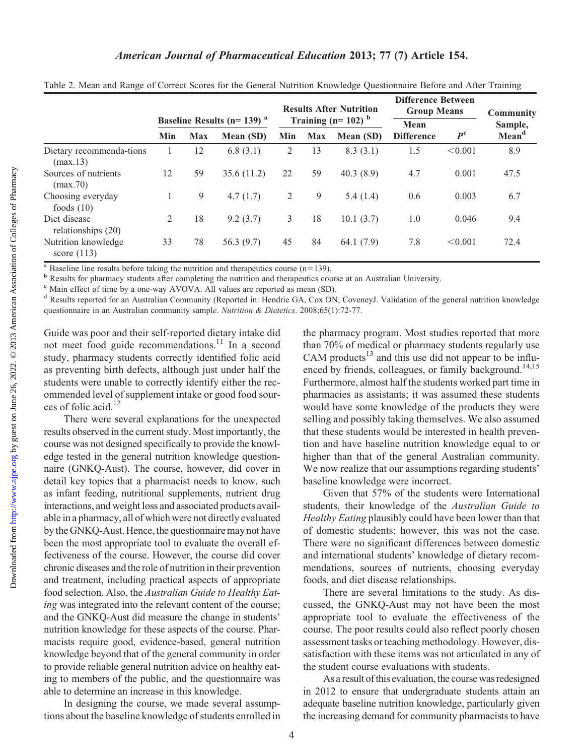Table 2. Mean and Range of Correct Scores for the General Nutrition Knowledge Questionnaire Before and After Training

| | Baseline Results (n= 139) [a] | | | Results After Nutrition Training (n= 102) [b] | | | Difference Between Group Means | | Community Sample, Mean[d] |
|---|---|---|---|---|---|---|---|---|---|
| | Min | Max | Mean (SD) | Min | Max | Mean (SD) | Mean Difference | $P^c$ | |
| Dietary recommenda-tions (max.13) | 1 | 12 | 6.8 (3.1) | 2 | 13 | 8.3 (3.1) | 1.5 | <0.001 | 8.9 |
| Sources of nutrients (max.70) | 12 | 59 | 35.6 (11.2) | 22 | 59 | 40.3 (8.9) | 4.7 | 0.001 | 47.5 |
| Choosing everyday foods (10) | 1 | 9 | 4.7 (1.7) | 2 | 9 | 5.4 (1.4) | 0.6 | 0.003 | 6.7 |
| Diet disease relationships (20) | 2 | 18 | 9.2 (3.7) | 3 | 18 | 10.1 (3.7) | 1.0 | 0.046 | 9.4 |
| Nutrition knowledge score (113) | 33 | 78 | 56.3 (9.7) | 45 | 84 | 64.1 (7.9) | 7.8 | <0.001 | 72.4 |

[a] Baseline line results before taking the nutrition and therapeutics course (n=139).
[b] Results for pharmacy students after completing the nutrition and therapeutics course at an Australian University.
[c] Main effect of time by a one-way AVOVA. All values are reported as mean (SD).
[d] Results reported for an Australian Community (Reported in: Hendrie GA, Cox DN, CoveneyJ. Validation of the general nutrition knowledge questionnaire in an Australian community sample. *Nutrition & Dietetics*. 2008;65(1):72-77.

Guide was poor and their self-reported dietary intake did not meet food guide recommendations.[11] In a second study, pharmacy students correctly identified folic acid as preventing birth defects, although just under half the students were unable to correctly identify either the recommended level of supplement intake or good food sources of folic acid.[12]

There were several explanations for the unexpected results observed in the current study. Most importantly, the course was not designed specifically to provide the knowledge tested in the general nutrition knowledge questionnaire (GNKQ-Aust). The course, however, did cover in detail key topics that a pharmacist needs to know, such as infant feeding, nutritional supplements, nutrient drug interactions, and weight loss and associated products available in a pharmacy, all of which were not directly evaluated by the GNKQ-Aust. Hence, the questionnaire may not have been the most appropriate tool to evaluate the overall effectiveness of the course. However, the course did cover chronic diseases and the role of nutrition in their prevention and treatment, including practical aspects of appropriate food selection. Also, the *Australian Guide to Healthy Eating* was integrated into the relevant content of the course; and the GNKQ-Aust did measure the change in students' nutrition knowledge for these aspects of the course. Pharmacists require good, evidence-based, general nutrition knowledge beyond that of the general community in order to provide reliable general nutrition advice on healthy eating to members of the public, and the questionnaire was able to determine an increase in this knowledge.

In designing the course, we made several assumptions about the baseline knowledge of students enrolled in the pharmacy program. Most studies reported that more than 70% of medical or pharmacy students regularly use CAM products[13] and this use did not appear to be influenced by friends, colleagues, or family background.[14,15] Furthermore, almost half the students worked part time in pharmacies as assistants; it was assumed these students would have some knowledge of the products they were selling and possibly taking themselves. We also assumed that these students would be interested in health prevention and have baseline nutrition knowledge equal to or higher than that of the general Australian community. We now realize that our assumptions regarding students' baseline knowledge were incorrect.

Given that 57% of the students were International students, their knowledge of the *Australian Guide to Healthy Eating* plausibly could have been lower than that of domestic students; however, this was not the case. There were no significant differences between domestic and international students' knowledge of dietary recommendations, sources of nutrients, choosing everyday foods, and diet disease relationships.

There are several limitations to the study. As discussed, the GNKQ-Aust may not have been the most appropriate tool to evaluate the effectiveness of the course. The poor results could also reflect poorly chosen assessment tasks or teaching methodology. However, dissatisfaction with these items was not articulated in any of the student course evaluations with students.

As a result of this evaluation, the course was redesigned in 2012 to ensure that undergraduate students attain an adequate baseline nutrition knowledge, particularly given the increasing demand for community pharmacists to have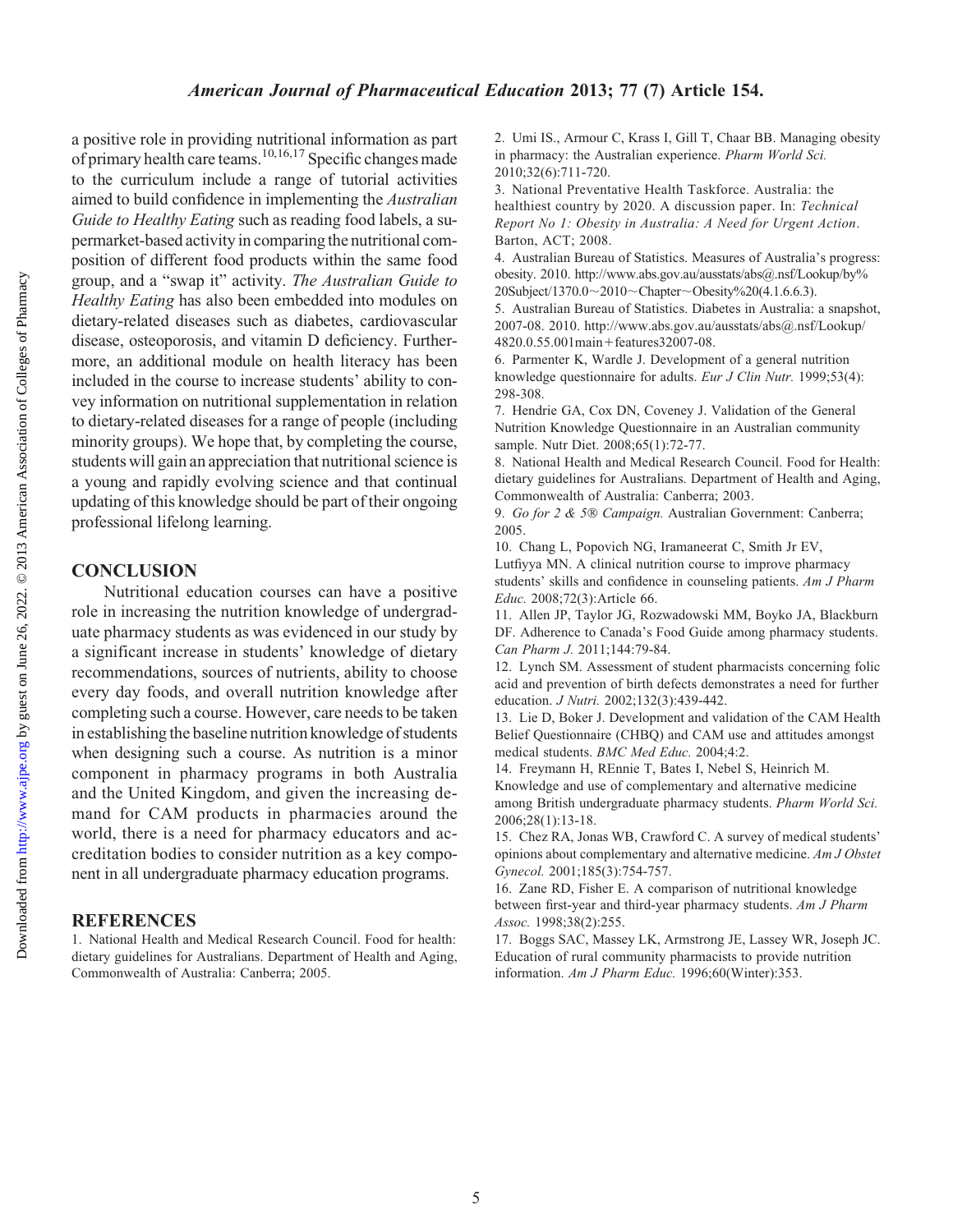a positive role in providing nutritional information as part of primary health care teams.[10,16,17] Specific changes made to the curriculum include a range of tutorial activities aimed to build confidence in implementing the *Australian Guide to Healthy Eating* such as reading food labels, a supermarket-based activity in comparing the nutritional composition of different food products within the same food group, and a "swap it" activity. *The Australian Guide to Healthy Eating* has also been embedded into modules on dietary-related diseases such as diabetes, cardiovascular disease, osteoporosis, and vitamin D deficiency. Furthermore, an additional module on health literacy has been included in the course to increase students' ability to convey information on nutritional supplementation in relation to dietary-related diseases for a range of people (including minority groups). We hope that, by completing the course, students will gain an appreciation that nutritional science is a young and rapidly evolving science and that continual updating of this knowledge should be part of their ongoing professional lifelong learning.

## CONCLUSION

Nutritional education courses can have a positive role in increasing the nutrition knowledge of undergraduate pharmacy students as was evidenced in our study by a significant increase in students' knowledge of dietary recommendations, sources of nutrients, ability to choose every day foods, and overall nutrition knowledge after completing such a course. However, care needs to be taken in establishing the baseline nutrition knowledge of students when designing such a course. As nutrition is a minor component in pharmacy programs in both Australia and the United Kingdom, and given the increasing demand for CAM products in pharmacies around the world, there is a need for pharmacy educators and accreditation bodies to consider nutrition as a key component in all undergraduate pharmacy education programs.

## REFERENCES

1. National Health and Medical Research Council. Food for health: dietary guidelines for Australians. Department of Health and Aging, Commonwealth of Australia: Canberra; 2005.
2. Umi IS., Armour C, Krass I, Gill T, Chaar BB. Managing obesity in pharmacy: the Australian experience. *Pharm World Sci.* 2010;32(6):711-720.
3. National Preventative Health Taskforce. Australia: the healthiest country by 2020. A discussion paper. In: *Technical Report No 1: Obesity in Australia: A Need for Urgent Action*. Barton, ACT; 2008.
4. Australian Bureau of Statistics. Measures of Australia's progress: obesity. 2010. http://www.abs.gov.au/ausstats/abs@.nsf/Lookup/by%20Subject/1370.0~2010~Chapter~Obesity%20(4.1.6.6.3).
5. Australian Bureau of Statistics. Diabetes in Australia: a snapshot, 2007-08. 2010. http://www.abs.gov.au/ausstats/abs@.nsf/Lookup/4820.0.55.001main+features32007-08.
6. Parmenter K, Wardle J. Development of a general nutrition knowledge questionnaire for adults. *Eur J Clin Nutr.* 1999;53(4):298-308.
7. Hendrie GA, Cox DN, Coveney J. Validation of the General Nutrition Knowledge Questionnaire in an Australian community sample. Nutr Diet. 2008;65(1):72-77.
8. National Health and Medical Research Council. Food for Health: dietary guidelines for Australians. Department of Health and Aging, Commonwealth of Australia: Canberra; 2003.
9. *Go for 2 & 5® Campaign.* Australian Government: Canberra; 2005.
10. Chang L, Popovich NG, Iramaneerat C, Smith Jr EV, Lutfiyya MN. A clinical nutrition course to improve pharmacy students' skills and confidence in counseling patients. *Am J Pharm Educ.* 2008;72(3):Article 66.
11. Allen JP, Taylor JG, Rozwadowski MM, Boyko JA, Blackburn DF. Adherence to Canada's Food Guide among pharmacy students. *Can Pharm J.* 2011;144:79-84.
12. Lynch SM. Assessment of student pharmacists concerning folic acid and prevention of birth defects demonstrates a need for further education. *J Nutri.* 2002;132(3):439-442.
13. Lie D, Boker J. Development and validation of the CAM Health Belief Questionnaire (CHBQ) and CAM use and attitudes amongst medical students. *BMC Med Educ.* 2004;4:2.
14. Freymann H, REnnie T, Bates I, Nebel S, Heinrich M. Knowledge and use of complementary and alternative medicine among British undergraduate pharmacy students. *Pharm World Sci.* 2006;28(1):13-18.
15. Chez RA, Jonas WB, Crawford C. A survey of medical students' opinions about complementary and alternative medicine. *Am J Obstet Gynecol.* 2001;185(3):754-757.
16. Zane RD, Fisher E. A comparison of nutritional knowledge between first-year and third-year pharmacy students. *Am J Pharm Assoc.* 1998;38(2):255.
17. Boggs SAC, Massey LK, Armstrong JE, Lassey WR, Joseph JC. Education of rural community pharmacists to provide nutrition information. *Am J Pharm Educ.* 1996;60(Winter):353.